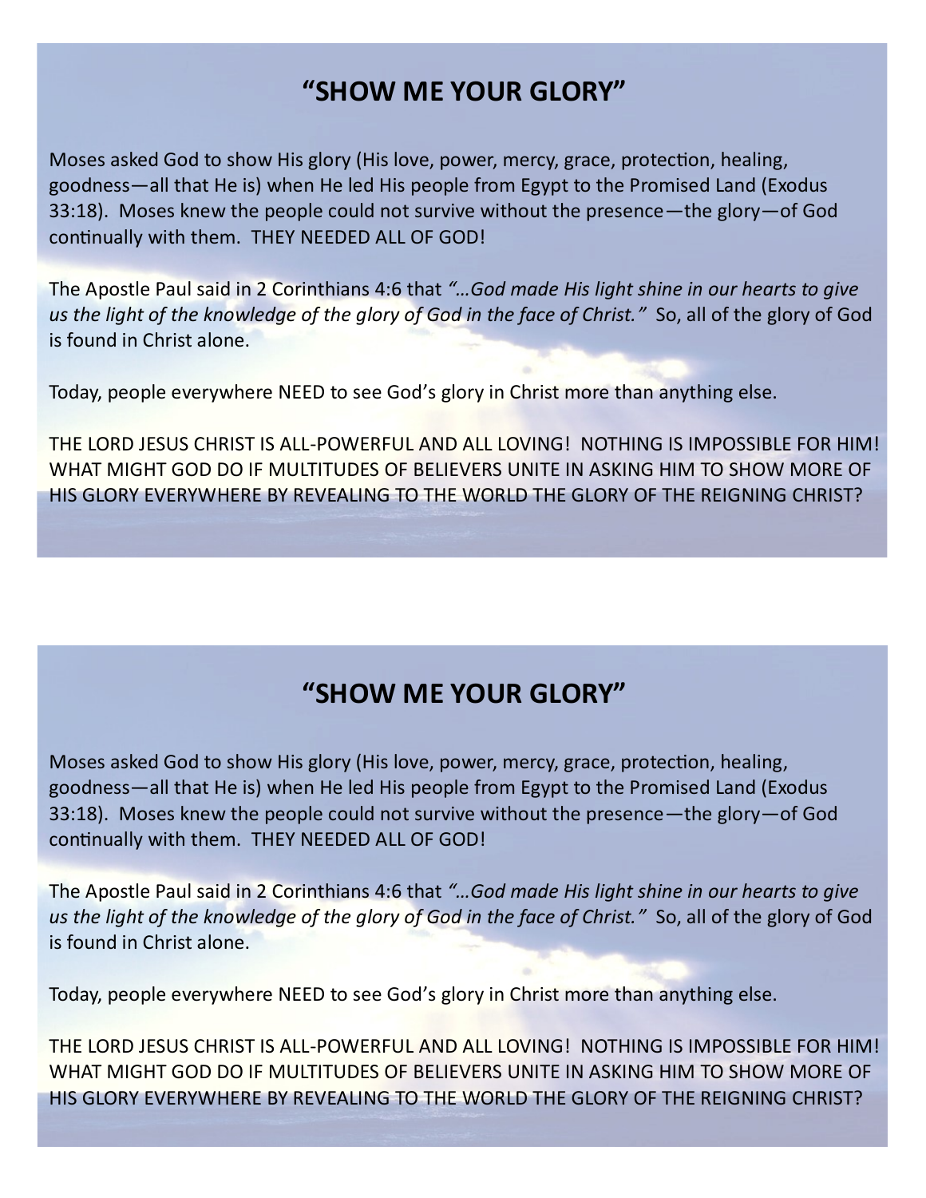# "SHOW ME YOUR GLORY"

Moses asked God to show His glory (His love, power, mercy, grace, protection, healing, goodness—all that He is) when He led His people from Egypt to the Promised Land (Exodus 33:18). Moses knew the people could not survive without the presence—the glory—of God continually with them. THEY NEEDED ALL OF GOD!

The Apostle Paul said in 2 Corinthians 4:6 that *"…God made His light shine in our hearts to give us the light of the knowledge of the glory of God in the face of Christ."* So, all of the glory of God is found in Christ alone.

Today, people everywhere NEED to see God's glory in Christ more than anything else.

THE LORD JESUS CHRIST IS ALL-POWERFUL AND ALL LOVING! NOTHING IS IMPOSSIBLE FOR HIM! WHAT MIGHT GOD DO IF MULTITUDES OF BELIEVERS UNITE IN ASKING HIM TO SHOW MORE OF HIS GLORY EVERYWHERE BY REVEALING TO THE WORLD THE GLORY OF THE REIGNING CHRIST?

# "SHOW ME YOUR GLORY"

Moses asked God to show His glory (His love, power, mercy, grace, protection, healing, goodness—all that He is) when He led His people from Egypt to the Promised Land (Exodus 33:18). Moses knew the people could not survive without the presence—the glory—of God continually with them. THEY NEEDED ALL OF GOD!

The Apostle Paul said in 2 Corinthians 4:6 that *"…God made His light shine in our hearts to give us the light of the knowledge of the glory of God in the face of Christ."* So, all of the glory of God is found in Christ alone.

Today, people everywhere NEED to see God's glory in Christ more than anything else.

THE LORD JESUS CHRIST IS ALL-POWERFUL AND ALL LOVING! NOTHING IS IMPOSSIBLE FOR HIM! WHAT MIGHT GOD DO IF MULTITUDES OF BELIEVERS UNITE IN ASKING HIM TO SHOW MORE OF HIS GLORY EVERYWHERE BY REVEALING TO THE WORLD THE GLORY OF THE REIGNING CHRIST?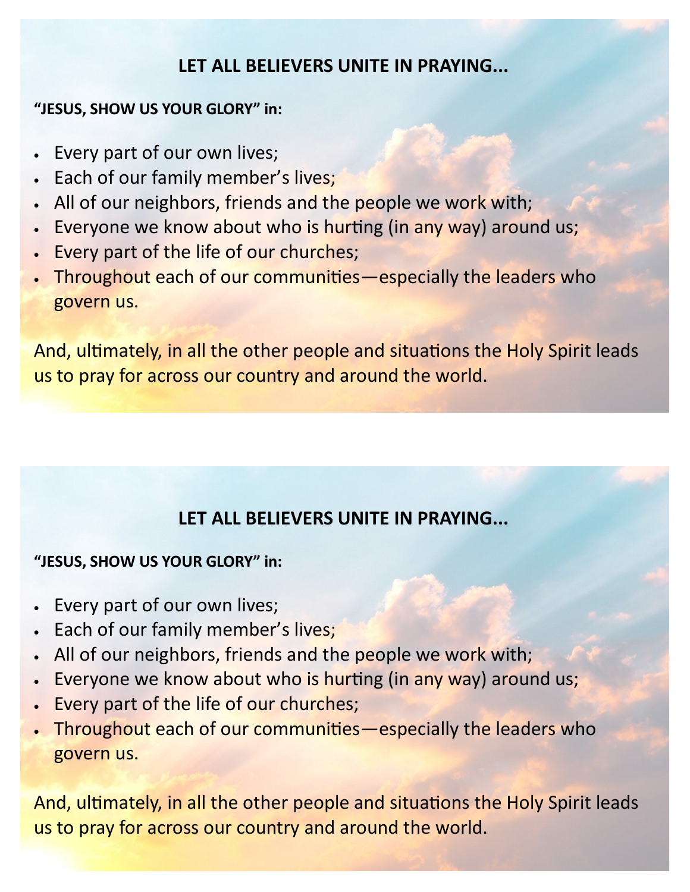## LET ALL BELIEVERS UNITE IN PRAYING...

**"JESUS, SHOW US YOUR GLORY" in:**

- Every part of our own lives;
- Each of our family member's lives;
- All of our neighbors, friends and the people we work with;
- Everyone we know about who is hurting (in any way) around us;
- Every part of the life of our churches;
- Throughout each of our communities—especially the leaders who govern us.

And, ultimately, in all the other people and situations the Holy Spirit leads us to pray for across our country and around the world.

## LET ALL BELIEVERS UNITE IN PRAYING...

**"JESUS, SHOW US YOUR GLORY" in:**

- Every part of our own lives;
- Each of our family member's lives;
- All of our neighbors, friends and the people we work with;
- Everyone we know about who is hurting (in any way) around us;
- Every part of the life of our churches;
- Throughout each of our communities—especially the leaders who govern us.

And, ultimately, in all the other people and situations the Holy Spirit leads us to pray for across our country and around the world.